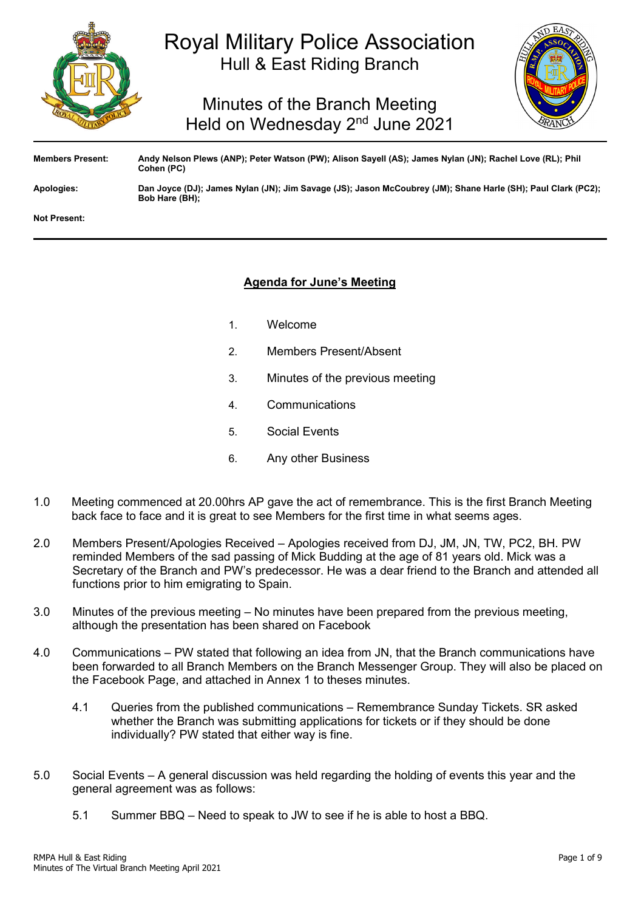# Royal Military Police Association

## Hull & East Riding Branch

## Minutes of the Branch Meeting Held on Wednesday 2nd June 2021

| | |
|---|---|
| **Members Present:** | **Andy Nelson Plews (ANP); Peter Watson (PW); Alison Sayell (AS); James Nylan (JN); Rachel Love (RL); Phil Cohen (PC)** |
| **Apologies:** | **Dan Joyce (DJ); James Nylan (JN); Jim Savage (JS); Jason McCoubrey (JM); Shane Harle (SH); Paul Clark (PC2); Bob Hare (BH);** |
| **Not Present:** | |

**<u>Agenda for June's Meeting</u>**

1. Welcome
2. Members Present/Absent
3. Minutes of the previous meeting
4. Communications
5. Social Events
6. Any other Business

1.0 Meeting commenced at 20.00hrs AP gave the act of remembrance. This is the first Branch Meeting back face to face and it is great to see Members for the first time in what seems ages.

2.0 Members Present/Apologies Received – Apologies received from DJ, JM, JN, TW, PC2, BH. PW reminded Members of the sad passing of Mick Budding at the age of 81 years old. Mick was a Secretary of the Branch and PW's predecessor. He was a dear friend to the Branch and attended all functions prior to him emigrating to Spain.

3.0 Minutes of the previous meeting – No minutes have been prepared from the previous meeting, although the presentation has been shared on Facebook

4.0 Communications – PW stated that following an idea from JN, that the Branch communications have been forwarded to all Branch Members on the Branch Messenger Group. They will also be placed on the Facebook Page, and attached in Annex 1 to theses minutes.

4.1 Queries from the published communications – Remembrance Sunday Tickets. SR asked whether the Branch was submitting applications for tickets or if they should be done individually? PW stated that either way is fine.

5.0 Social Events – A general discussion was held regarding the holding of events this year and the general agreement was as follows:

5.1 Summer BBQ – Need to speak to JW to see if he is able to host a BBQ.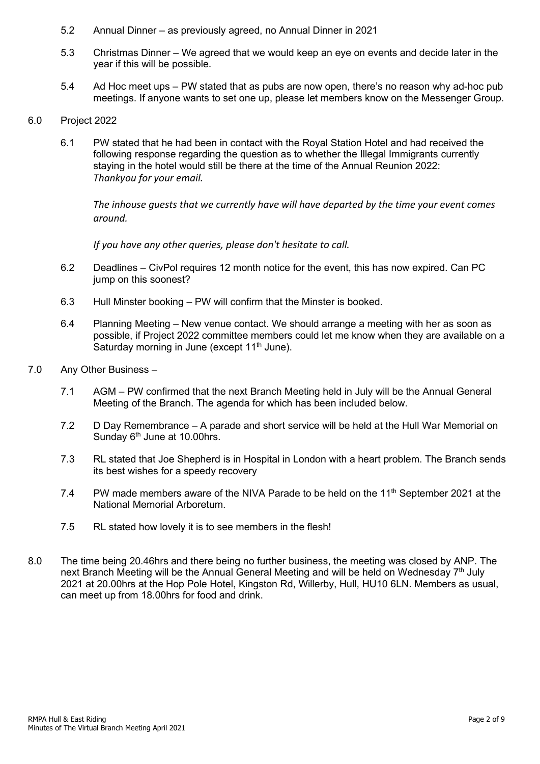5.2 Annual Dinner – as previously agreed, no Annual Dinner in 2021

5.3 Christmas Dinner – We agreed that we would keep an eye on events and decide later in the year if this will be possible.

5.4 Ad Hoc meet ups – PW stated that as pubs are now open, there's no reason why ad-hoc pub meetings. If anyone wants to set one up, please let members know on the Messenger Group.

6.0 Project 2022

6.1 PW stated that he had been in contact with the Royal Station Hotel and had received the following response regarding the question as to whether the Illegal Immigrants currently staying in the hotel would still be there at the time of the Annual Reunion 2022:
*Thankyou for your email.*

*The inhouse guests that we currently have will have departed by the time your event comes around.*

*If you have any other queries, please don't hesitate to call.*

6.2 Deadlines – CivPol requires 12 month notice for the event, this has now expired. Can PC jump on this soonest?

6.3 Hull Minster booking – PW will confirm that the Minster is booked.

6.4 Planning Meeting – New venue contact. We should arrange a meeting with her as soon as possible, if Project 2022 committee members could let me know when they are available on a Saturday morning in June (except 11th June).

7.0 Any Other Business –

7.1 AGM – PW confirmed that the next Branch Meeting held in July will be the Annual General Meeting of the Branch. The agenda for which has been included below.

7.2 D Day Remembrance – A parade and short service will be held at the Hull War Memorial on Sunday 6th June at 10.00hrs.

7.3 RL stated that Joe Shepherd is in Hospital in London with a heart problem. The Branch sends its best wishes for a speedy recovery

7.4 PW made members aware of the NIVA Parade to be held on the 11th September 2021 at the National Memorial Arboretum.

7.5 RL stated how lovely it is to see members in the flesh!

8.0 The time being 20.46hrs and there being no further business, the meeting was closed by ANP. The next Branch Meeting will be the Annual General Meeting and will be held on Wednesday 7th July 2021 at 20.00hrs at the Hop Pole Hotel, Kingston Rd, Willerby, Hull, HU10 6LN. Members as usual, can meet up from 18.00hrs for food and drink.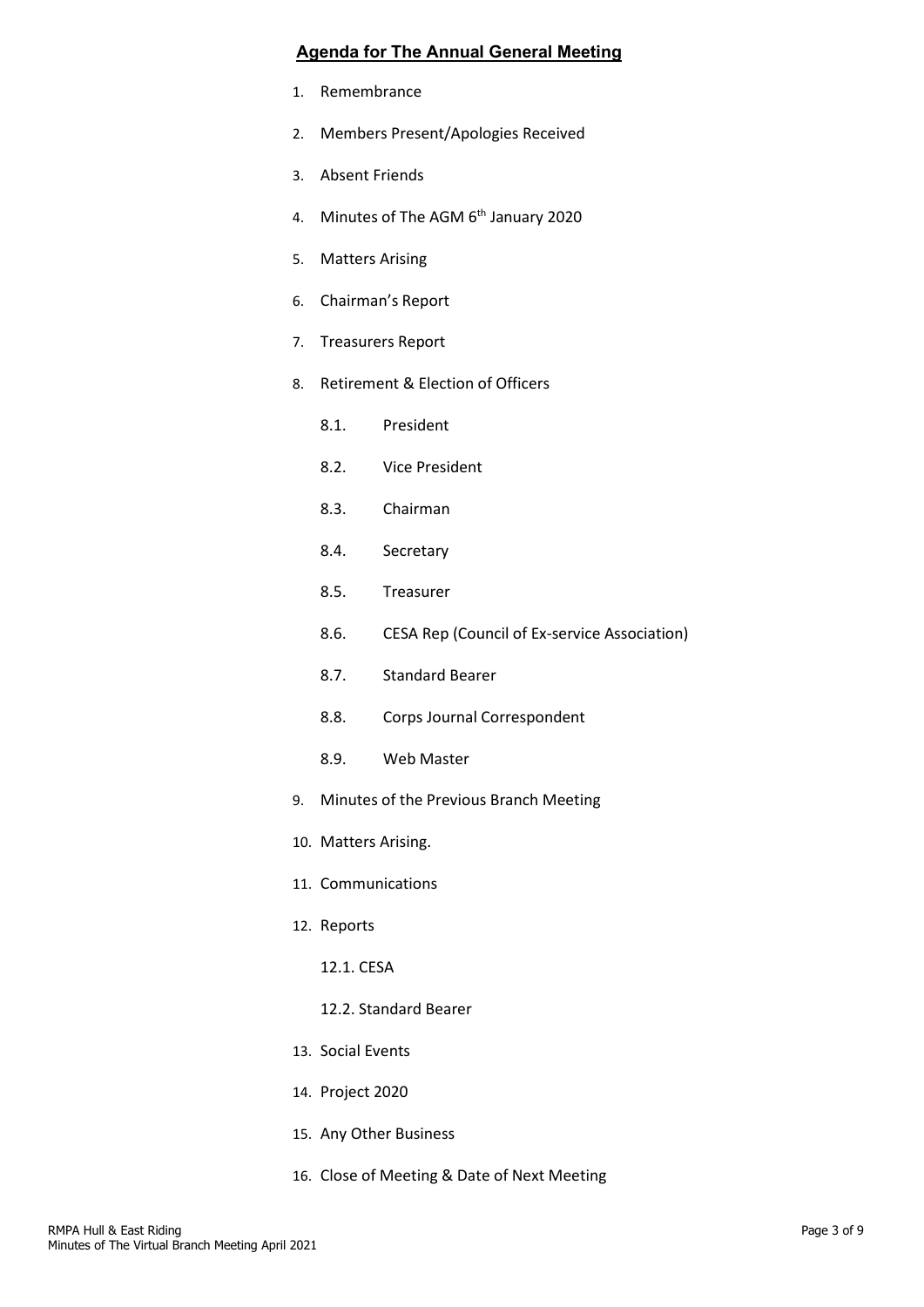## Agenda for The Annual General Meeting

1. Remembrance
2. Members Present/Apologies Received
3. Absent Friends
4. Minutes of The AGM 6th January 2020
5. Matters Arising
6. Chairman's Report
7. Treasurers Report
8. Retirement & Election of Officers
   - 8.1. President
   - 8.2. Vice President
   - 8.3. Chairman
   - 8.4. Secretary
   - 8.5. Treasurer
   - 8.6. CESA Rep (Council of Ex-service Association)
   - 8.7. Standard Bearer
   - 8.8. Corps Journal Correspondent
   - 8.9. Web Master
9. Minutes of the Previous Branch Meeting
10. Matters Arising.
11. Communications
12. Reports
    - 12.1. CESA
    - 12.2. Standard Bearer
13. Social Events
14. Project 2020
15. Any Other Business
16. Close of Meeting & Date of Next Meeting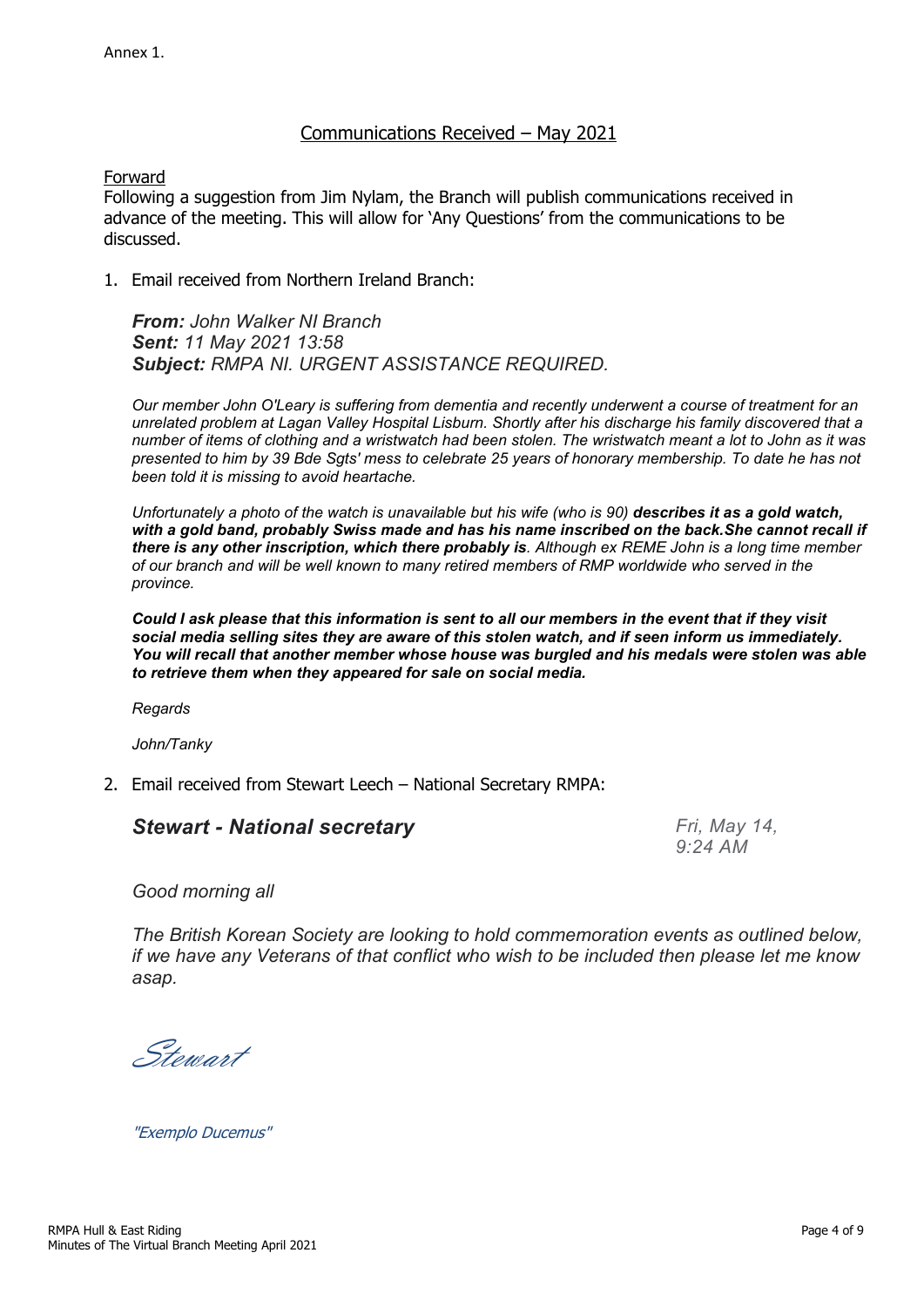Annex 1.

## Communications Received – May 2021

Forward

Following a suggestion from Jim Nylam, the Branch will publish communications received in advance of the meeting. This will allow for 'Any Questions' from the communications to be discussed.

1. Email received from Northern Ireland Branch:

   ***From:*** *John Walker NI Branch*
   ***Sent:*** *11 May 2021 13:58*
   ***Subject:*** *RMPA NI. URGENT ASSISTANCE REQUIRED.*

   *Our member John O'Leary is suffering from dementia and recently underwent a course of treatment for an unrelated problem at Lagan Valley Hospital Lisburn. Shortly after his discharge his family discovered that a number of items of clothing and a wristwatch had been stolen. The wristwatch meant a lot to John as it was presented to him by 39 Bde Sgts' mess to celebrate 25 years of honorary membership. To date he has not been told it is missing to avoid heartache.*

   *Unfortunately a photo of the watch is unavailable but his wife (who is 90)* ***describes it as a gold watch, with a gold band, probably Swiss made and has his name inscribed on the back.She cannot recall if there is any other inscription, which there probably is****. Although ex REME John is a long time member of our branch and will be well known to many retired members of RMP worldwide who served in the province.*

   ***Could I ask please that this information is sent to all our members in the event that if they visit social media selling sites they are aware of this stolen watch, and if seen inform us immediately. You will recall that another member whose house was burgled and his medals were stolen was able to retrieve them when they appeared for sale on social media.***

   *Regards*

   *John/Tanky*

2. Email received from Stewart Leech – National Secretary RMPA:

   ***Stewart - National secretary*** *Fri, May 14, 9:24 AM*

   *Good morning all*

   *The British Korean Society are looking to hold commemoration events as outlined below, if we have any Veterans of that conflict who wish to be included then please let me know asap.*

   *Stewart*

   *"Exemplo Ducemus"*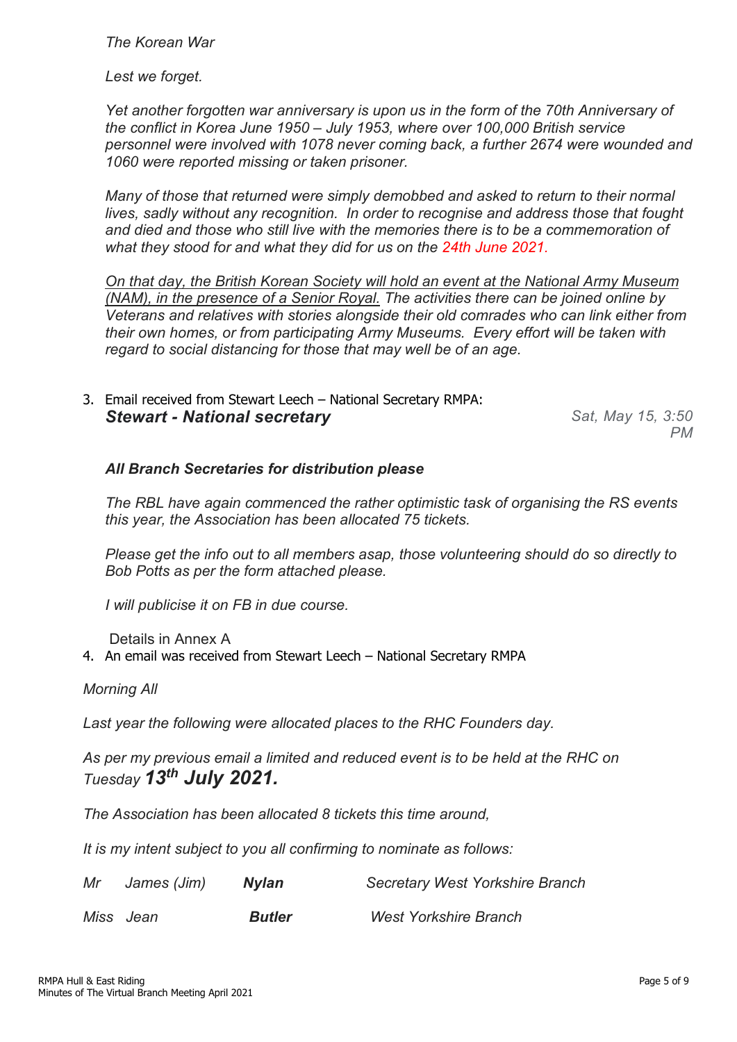*The Korean War*

*Lest we forget.*

*Yet another forgotten war anniversary is upon us in the form of the 70th Anniversary of the conflict in Korea June 1950 – July 1953, where over 100,000 British service personnel were involved with 1078 never coming back, a further 2674 were wounded and 1060 were reported missing or taken prisoner.*

*Many of those that returned were simply demobbed and asked to return to their normal lives, sadly without any recognition. In order to recognise and address those that fought and died and those who still live with the memories there is to be a commemoration of what they stood for and what they did for us on the 24th June 2021.*

*<u>On that day, the British Korean Society will hold an event at the National Army Museum (NAM), in the presence of a Senior Royal.</u> The activities there can be joined online by Veterans and relatives with stories alongside their old comrades who can link either from their own homes, or from participating Army Museums. Every effort will be taken with regard to social distancing for those that may well be of an age.*

3. Email received from Stewart Leech – National Secretary RMPA:

   ***Stewart - National secretary*** *Sat, May 15, 3:50 PM*

   ***All Branch Secretaries for distribution please***

   *The RBL have again commenced the rather optimistic task of organising the RS events this year, the Association has been allocated 75 tickets.*

   *Please get the info out to all members asap, those volunteering should do so directly to Bob Potts as per the form attached please.*

   *I will publicise it on FB in due course.*

   Details in Annex A

4. An email was received from Stewart Leech – National Secretary RMPA

*Morning All*

*Last year the following were allocated places to the RHC Founders day.*

*As per my previous email a limited and reduced event is to be held at the RHC on Tuesday **13th July 2021.***

*The Association has been allocated 8 tickets this time around,*

*It is my intent subject to you all confirming to nominate as follows:*

| | | | |
|---|---|---|---|
| *Mr* | *James (Jim)* | ***Nylan*** | *Secretary West Yorkshire Branch* |
| *Miss* | *Jean* | ***Butler*** | *West Yorkshire Branch* |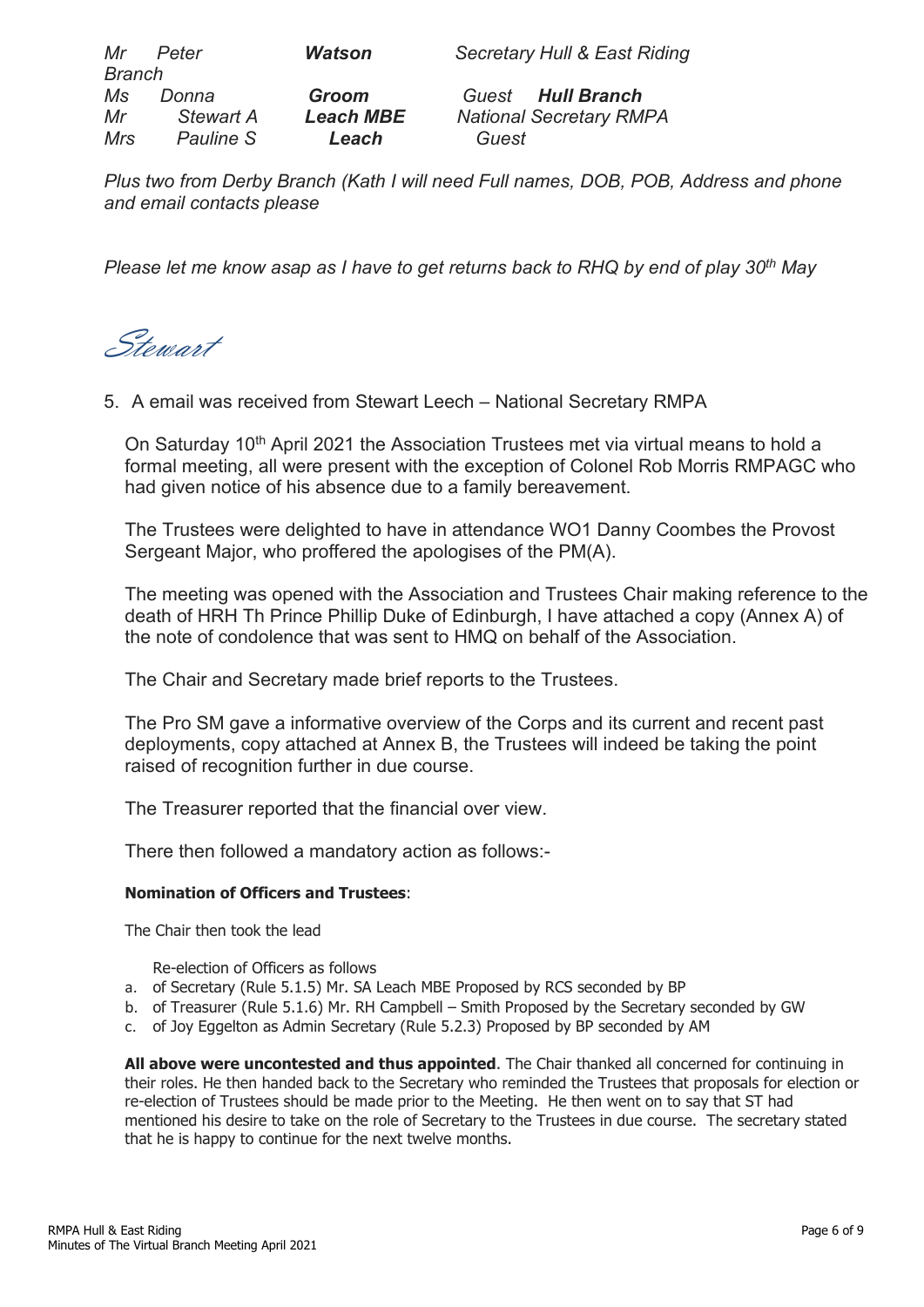| | | | |
|---|---|---|---|
| *Mr Peter Branch* | ***Watson*** | *Secretary Hull & East Riding* | |
| *Ms Donna* | ***Groom*** | *Guest* | ***Hull Branch*** |
| *Mr Stewart A* | ***Leach MBE*** | *National Secretary RMPA* | |
| *Mrs Pauline S* | ***Leach*** | *Guest* | |

*Plus two from Derby Branch (Kath I will need Full names, DOB, POB, Address and phone and email contacts please*

*Please let me know asap as I have to get returns back to RHQ by end of play 30th May*

*Stewart*

5. A email was received from Stewart Leech – National Secretary RMPA

On Saturday 10th April 2021 the Association Trustees met via virtual means to hold a formal meeting, all were present with the exception of Colonel Rob Morris RMPAGC who had given notice of his absence due to a family bereavement.

The Trustees were delighted to have in attendance WO1 Danny Coombes the Provost Sergeant Major, who proffered the apologises of the PM(A).

The meeting was opened with the Association and Trustees Chair making reference to the death of HRH Th Prince Phillip Duke of Edinburgh, I have attached a copy (Annex A) of the note of condolence that was sent to HMQ on behalf of the Association.

The Chair and Secretary made brief reports to the Trustees.

The Pro SM gave a informative overview of the Corps and its current and recent past deployments, copy attached at Annex B, the Trustees will indeed be taking the point raised of recognition further in due course.

The Treasurer reported that the financial over view.

There then followed a mandatory action as follows:-

**Nomination of Officers and Trustees**:

The Chair then took the lead

Re-election of Officers as follows

a. of Secretary (Rule 5.1.5) Mr. SA Leach MBE Proposed by RCS seconded by BP
b. of Treasurer (Rule 5.1.6) Mr. RH Campbell – Smith Proposed by the Secretary seconded by GW
c. of Joy Eggelton as Admin Secretary (Rule 5.2.3) Proposed by BP seconded by AM

**All above were uncontested and thus appointed**. The Chair thanked all concerned for continuing in their roles. He then handed back to the Secretary who reminded the Trustees that proposals for election or re-election of Trustees should be made prior to the Meeting. He then went on to say that ST had mentioned his desire to take on the role of Secretary to the Trustees in due course. The secretary stated that he is happy to continue for the next twelve months.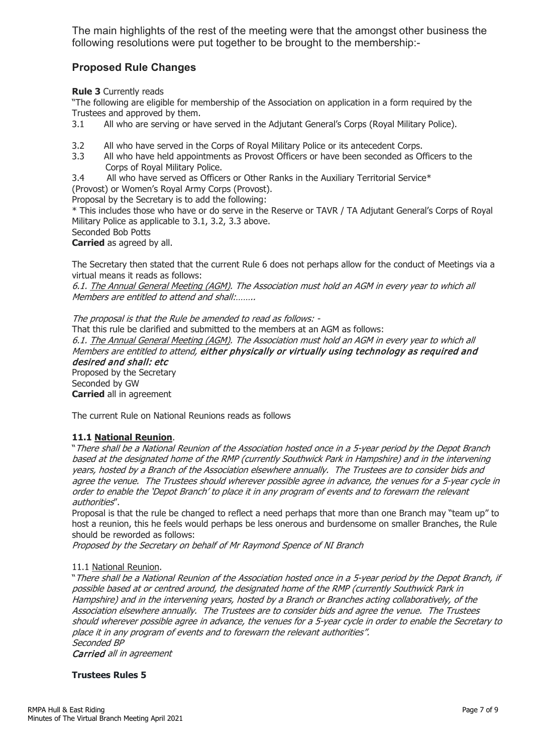The main highlights of the rest of the meeting were that the amongst other business the following resolutions were put together to be brought to the membership:-

## Proposed Rule Changes

**Rule 3** Currently reads

"The following are eligible for membership of the Association on application in a form required by the Trustees and approved by them.

3.1 All who are serving or have served in the Adjutant General's Corps (Royal Military Police).

3.2 All who have served in the Corps of Royal Military Police or its antecedent Corps.

3.3 All who have held appointments as Provost Officers or have been seconded as Officers to the Corps of Royal Military Police.

3.4 All who have served as Officers or Other Ranks in the Auxiliary Territorial Service* (Provost) or Women's Royal Army Corps (Provost).

Proposal by the Secretary is to add the following:

* This includes those who have or do serve in the Reserve or TAVR / TA Adjutant General's Corps of Royal Military Police as applicable to 3.1, 3.2, 3.3 above.

Seconded Bob Potts

**Carried** as agreed by all.

The Secretary then stated that the current Rule 6 does not perhaps allow for the conduct of Meetings via a virtual means it reads as follows:

*6.1. The Annual General Meeting (AGM). The Association must hold an AGM in every year to which all Members are entitled to attend and shall:……..*

*The proposal is that the Rule be amended to read as follows: -*

That this rule be clarified and submitted to the members at an AGM as follows:

*6.1. The Annual General Meeting (AGM). The Association must hold an AGM in every year to which all Members are entitled to attend,* ***either physically or virtually using technology as required and desired and shall: etc***

Proposed by the Secretary

Seconded by GW

**Carried** all in agreement

The current Rule on National Reunions reads as follows

**11.1 National Reunion.**

"*There shall be a National Reunion of the Association hosted once in a 5-year period by the Depot Branch based at the designated home of the RMP (currently Southwick Park in Hampshire) and in the intervening years, hosted by a Branch of the Association elsewhere annually. The Trustees are to consider bids and agree the venue. The Trustees should wherever possible agree in advance, the venues for a 5-year cycle in order to enable the 'Depot Branch' to place it in any program of events and to forewarn the relevant authorities*".

Proposal is that the rule be changed to reflect a need perhaps that more than one Branch may "team up" to host a reunion, this he feels would perhaps be less onerous and burdensome on smaller Branches, the Rule should be reworded as follows:

*Proposed by the Secretary on behalf of Mr Raymond Spence of NI Branch*

11.1 National Reunion.

"*There shall be a National Reunion of the Association hosted once in a 5-year period by the Depot Branch, if possible based at or centred around, the designated home of the RMP (currently Southwick Park in Hampshire) and in the intervening years, hosted by a Branch or Branches acting collaboratively, of the Association elsewhere annually. The Trustees are to consider bids and agree the venue. The Trustees should wherever possible agree in advance, the venues for a 5-year cycle in order to enable the Secretary to place it in any program of events and to forewarn the relevant authorities".*

*Seconded BP*

***Carried** all in agreement*

**Trustees Rules 5**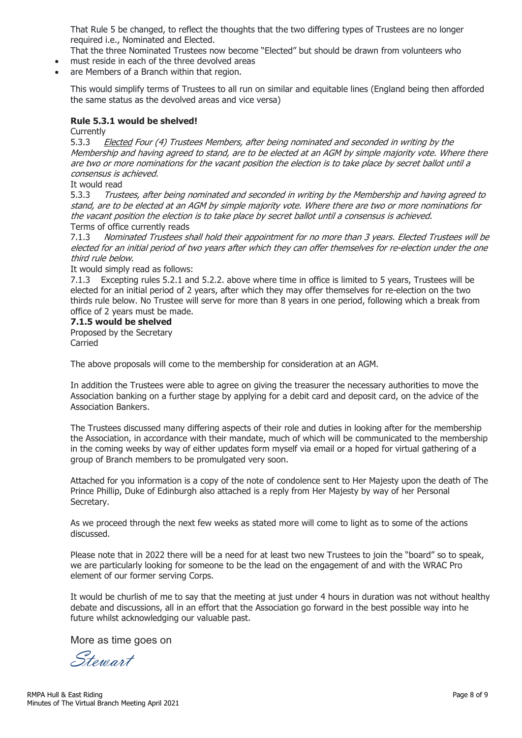That Rule 5 be changed, to reflect the thoughts that the two differing types of Trustees are no longer required i.e., Nominated and Elected.

That the three Nominated Trustees now become "Elected" but should be drawn from volunteers who

- must reside in each of the three devolved areas
- are Members of a Branch within that region.

This would simplify terms of Trustees to all run on similar and equitable lines (England being then afforded the same status as the devolved areas and vice versa)

**Rule 5.3.1 would be shelved!**

Currently

5.3.3 *Elected Four (4) Trustees Members, after being nominated and seconded in writing by the Membership and having agreed to stand, are to be elected at an AGM by simple majority vote. Where there are two or more nominations for the vacant position the election is to take place by secret ballot until a consensus is achieved.*

It would read

5.3.3 *Trustees, after being nominated and seconded in writing by the Membership and having agreed to stand, are to be elected at an AGM by simple majority vote. Where there are two or more nominations for the vacant position the election is to take place by secret ballot until a consensus is achieved.*

Terms of office currently reads

7.1.3 *Nominated Trustees shall hold their appointment for no more than 3 years. Elected Trustees will be elected for an initial period of two years after which they can offer themselves for re-election under the one third rule below.*

It would simply read as follows:

7.1.3 Excepting rules 5.2.1 and 5.2.2. above where time in office is limited to 5 years, Trustees will be elected for an initial period of 2 years, after which they may offer themselves for re-election on the two thirds rule below. No Trustee will serve for more than 8 years in one period, following which a break from office of 2 years must be made.

**7.1.5 would be shelved**

Proposed by the Secretary
Carried

The above proposals will come to the membership for consideration at an AGM.

In addition the Trustees were able to agree on giving the treasurer the necessary authorities to move the Association banking on a further stage by applying for a debit card and deposit card, on the advice of the Association Bankers.

The Trustees discussed many differing aspects of their role and duties in looking after for the membership the Association, in accordance with their mandate, much of which will be communicated to the membership in the coming weeks by way of either updates form myself via email or a hoped for virtual gathering of a group of Branch members to be promulgated very soon.

Attached for you information is a copy of the note of condolence sent to Her Majesty upon the death of The Prince Phillip, Duke of Edinburgh also attached is a reply from Her Majesty by way of her Personal Secretary.

As we proceed through the next few weeks as stated more will come to light as to some of the actions discussed.

Please note that in 2022 there will be a need for at least two new Trustees to join the "board" so to speak, we are particularly looking for someone to be the lead on the engagement of and with the WRAC Pro element of our former serving Corps.

It would be churlish of me to say that the meeting at just under 4 hours in duration was not without healthy debate and discussions, all in an effort that the Association go forward in the best possible way into he future whilst acknowledging our valuable past.

More as time goes on

*Stewart*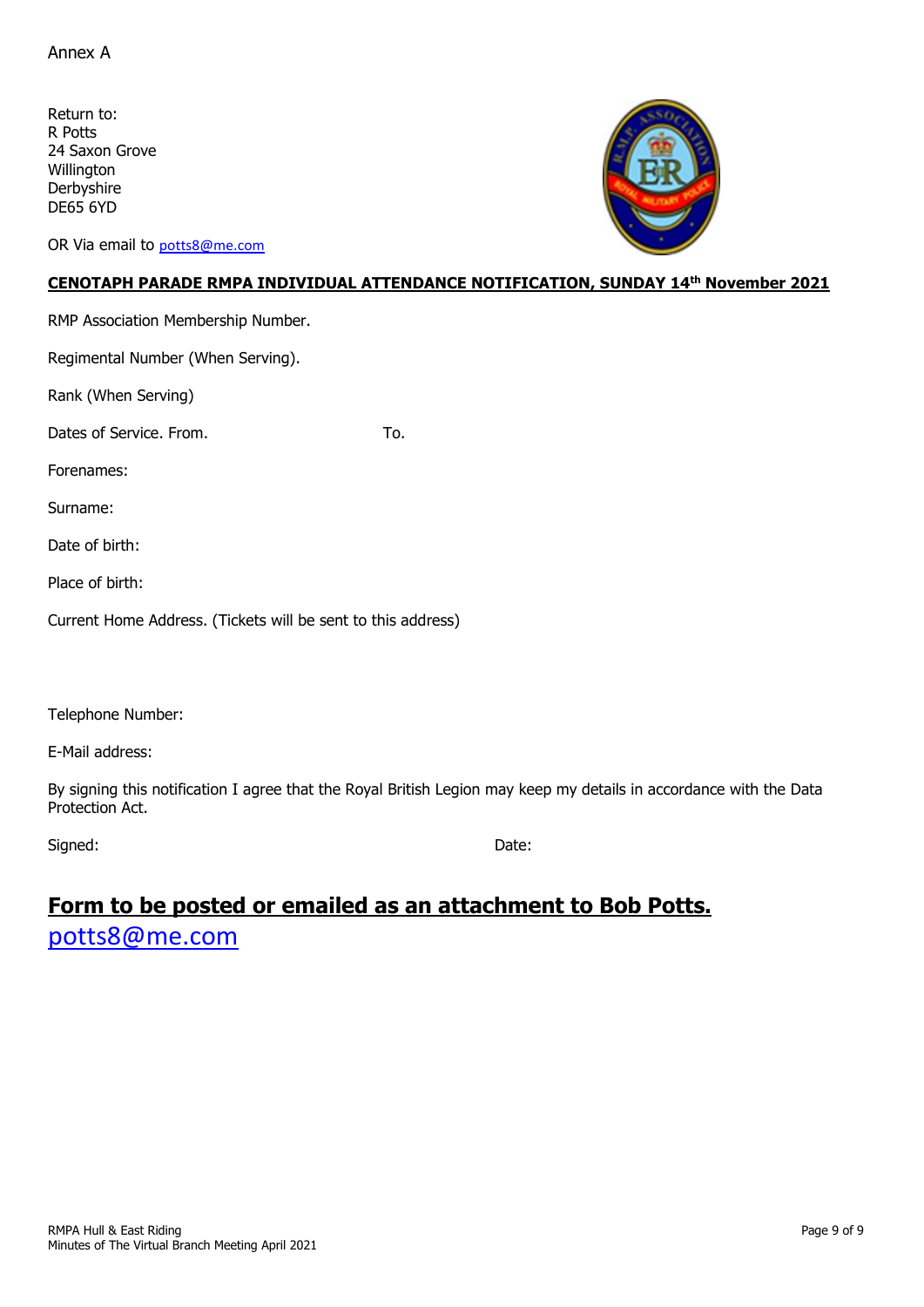Annex A

Return to:
R Potts
24 Saxon Grove
Willington
Derbyshire
DE65 6YD

OR Via email to potts8@me.com

**CENOTAPH PARADE RMPA INDIVIDUAL ATTENDANCE NOTIFICATION, SUNDAY 14th November 2021**

RMP Association Membership Number.

Regimental Number (When Serving).

Rank (When Serving)

Dates of Service. From. To.

Forenames:

Surname:

Date of birth:

Place of birth:

Current Home Address. (Tickets will be sent to this address)

Telephone Number:

E-Mail address:

By signing this notification I agree that the Royal British Legion may keep my details in accordance with the Data Protection Act.

Signed: Date:

## **Form to be posted or emailed as an attachment to Bob Potts.**

potts8@me.com